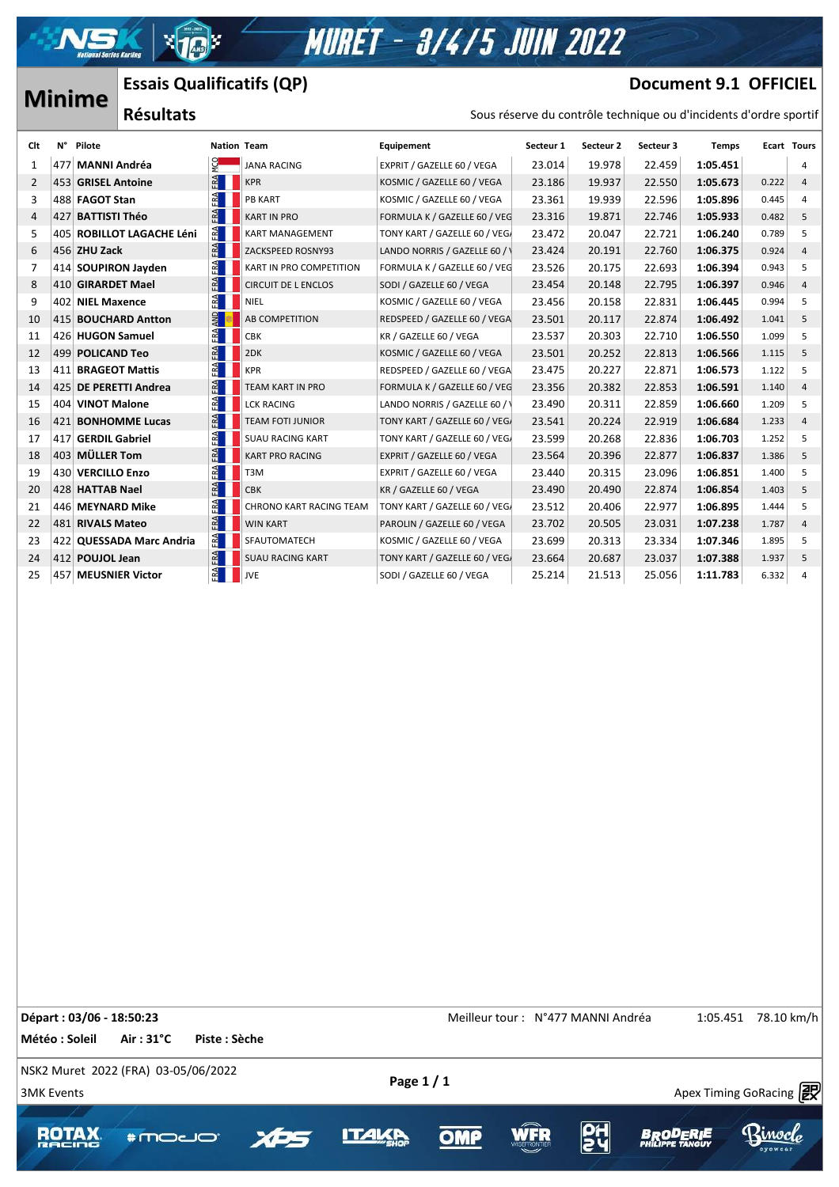# MURET - 3/4/5 JUIN 2022

## Minime

### Essais Qualificatifs (QP)

### Résultats

**Document 9.1 OFFICIEL**

Sous réserve du contrôle technique ou d'incidents d'ordre sportif

| Clt | N° | Pilote | Nation | Team | Equipement | Secteur 1 | Secteur 2 | Secteur 3 | Temps | Ecart | Tours |
|---|---|---|---|---|---|---|---|---|---|---|---|
| 1 | 477 | **MANNI Andréa** | MCO | JANA RACING | EXPRIT / GAZELLE 60 / VEGA | 23.014 | 19.978 | 22.459 | **1:05.451** | | 4 |
| 2 | 453 | **GRISEL Antoine** | FRA | KPR | KOSMIC / GAZELLE 60 / VEGA | 23.186 | 19.937 | 22.550 | **1:05.673** | 0.222 | 4 |
| 3 | 488 | **FAGOT Stan** | FRA | PB KART | KOSMIC / GAZELLE 60 / VEGA | 23.361 | 19.939 | 22.596 | **1:05.896** | 0.445 | 4 |
| 4 | 427 | **BATTISTI Théo** | FRA | KART IN PRO | FORMULA K / GAZELLE 60 / VEG | 23.316 | 19.871 | 22.746 | **1:05.933** | 0.482 | 5 |
| 5 | 405 | **ROBILLOT LAGACHE Léni** | FRA | KART MANAGEMENT | TONY KART / GAZELLE 60 / VEG | 23.472 | 20.047 | 22.721 | **1:06.240** | 0.789 | 5 |
| 6 | 456 | **ZHU Zack** | FRA | ZACKSPEED ROSNY93 | LANDO NORRIS / GAZELLE 60 / V | 23.424 | 20.191 | 22.760 | **1:06.375** | 0.924 | 4 |
| 7 | 414 | **SOUPIRON Jayden** | FRA | KART IN PRO COMPETITION | FORMULA K / GAZELLE 60 / VEG | 23.526 | 20.175 | 22.693 | **1:06.394** | 0.943 | 5 |
| 8 | 410 | **GIRARDET Mael** | FRA | CIRCUIT DE L ENCLOS | SODI / GAZELLE 60 / VEGA | 23.454 | 20.148 | 22.795 | **1:06.397** | 0.946 | 4 |
| 9 | 402 | **NIEL Maxence** | FRA | NIEL | KOSMIC / GAZELLE 60 / VEGA | 23.456 | 20.158 | 22.831 | **1:06.445** | 0.994 | 5 |
| 10 | 415 | **BOUCHARD Antton** | AND | AB COMPETITION | REDSPEED / GAZELLE 60 / VEGA | 23.501 | 20.117 | 22.874 | **1:06.492** | 1.041 | 5 |
| 11 | 426 | **HUGON Samuel** | FRA | CBK | KR / GAZELLE 60 / VEGA | 23.537 | 20.303 | 22.710 | **1:06.550** | 1.099 | 5 |
| 12 | 499 | **POLICAND Teo** | FRA | 2DK | KOSMIC / GAZELLE 60 / VEGA | 23.501 | 20.252 | 22.813 | **1:06.566** | 1.115 | 5 |
| 13 | 411 | **BRAGEOT Mattis** | FRA | KPR | REDSPEED / GAZELLE 60 / VEGA | 23.475 | 20.227 | 22.871 | **1:06.573** | 1.122 | 5 |
| 14 | 425 | **DE PERETTI Andrea** | FRA | TEAM KART IN PRO | FORMULA K / GAZELLE 60 / VEG | 23.356 | 20.382 | 22.853 | **1:06.591** | 1.140 | 4 |
| 15 | 404 | **VINOT Malone** | FRA | LCK RACING | LANDO NORRIS / GAZELLE 60 / V | 23.490 | 20.311 | 22.859 | **1:06.660** | 1.209 | 5 |
| 16 | 421 | **BONHOMME Lucas** | FRA | TEAM FOTI JUNIOR | TONY KART / GAZELLE 60 / VEG | 23.541 | 20.224 | 22.919 | **1:06.684** | 1.233 | 4 |
| 17 | 417 | **GERDIL Gabriel** | FRA | SUAU RACING KART | TONY KART / GAZELLE 60 / VEG | 23.599 | 20.268 | 22.836 | **1:06.703** | 1.252 | 5 |
| 18 | 403 | **MÜLLER Tom** | FRA | KART PRO RACING | EXPRIT / GAZELLE 60 / VEGA | 23.564 | 20.396 | 22.877 | **1:06.837** | 1.386 | 5 |
| 19 | 430 | **VERCILLO Enzo** | FRA | T3M | EXPRIT / GAZELLE 60 / VEGA | 23.440 | 20.315 | 23.096 | **1:06.851** | 1.400 | 5 |
| 20 | 428 | **HATTAB Nael** | FRA | CBK | KR / GAZELLE 60 / VEGA | 23.490 | 20.490 | 22.874 | **1:06.854** | 1.403 | 5 |
| 21 | 446 | **MEYNARD Mike** | FRA | CHRONO KART RACING TEAM | TONY KART / GAZELLE 60 / VEG | 23.512 | 20.406 | 22.977 | **1:06.895** | 1.444 | 5 |
| 22 | 481 | **RIVALS Mateo** | FRA | WIN KART | PAROLIN / GAZELLE 60 / VEGA | 23.702 | 20.505 | 23.031 | **1:07.238** | 1.787 | 4 |
| 23 | 422 | **QUESSADA Marc Andria** | FRA | SFAUTOMATECH | KOSMIC / GAZELLE 60 / VEGA | 23.699 | 20.313 | 23.334 | **1:07.346** | 1.895 | 5 |
| 24 | 412 | **POUJOL Jean** | FRA | SUAU RACING KART | TONY KART / GAZELLE 60 / VEG | 23.664 | 20.687 | 23.037 | **1:07.388** | 1.937 | 5 |
| 25 | 457 | **MEUSNIER Victor** | FRA | JVE | SODI / GAZELLE 60 / VEGA | 25.214 | 21.513 | 25.056 | **1:11.783** | 6.332 | 4 |

**Départ : 03/06 - 18:50:23** — Meilleur tour : N°477 MANNI Andréa 1:05.451 78.10 km/h

**Météo : Soleil** **Air : 31°C** **Piste : Sèche**

NSK2 Muret 2022 (FRA) 03-05/06/2022

3MK Events

Apex Timing GoRacing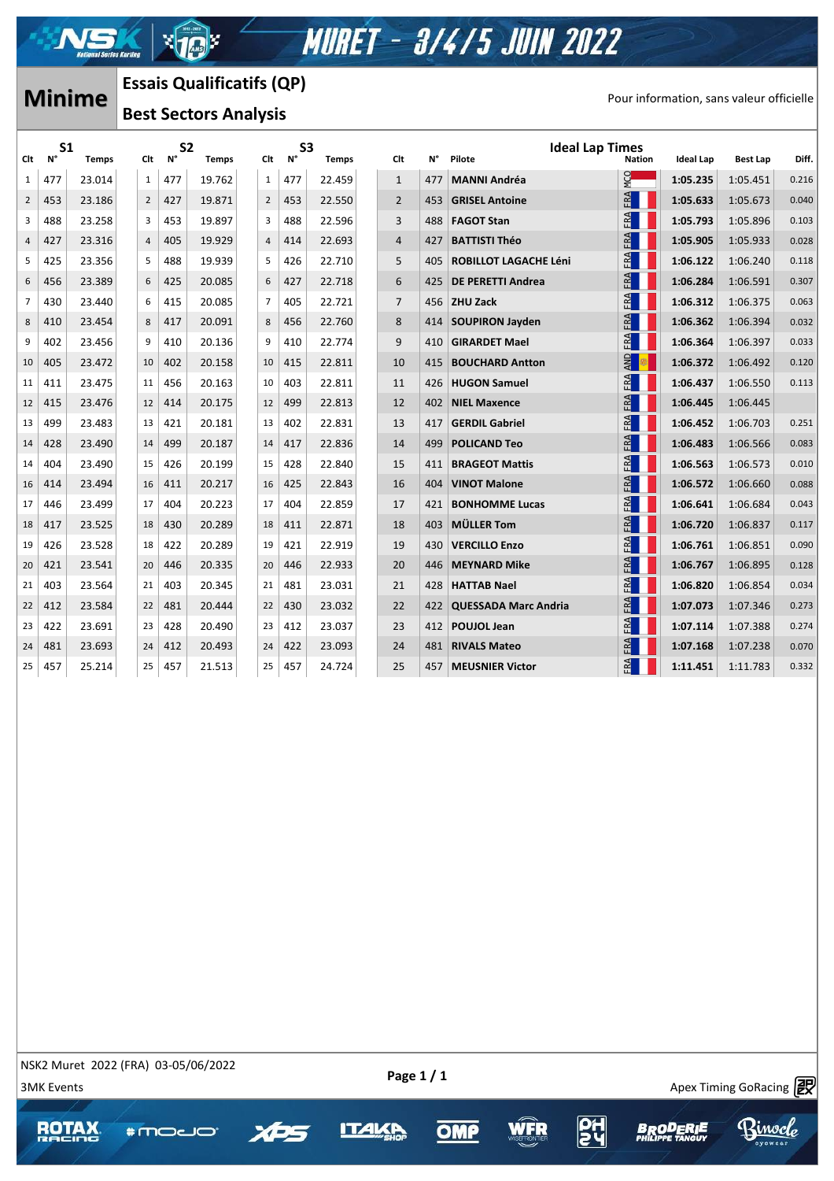# MURET - 3/4/5 JUIN 2022

## Minime

### Essais Qualificatifs (QP)

### Best Sectors Analysis

Pour information, sans valeur officielle

| S1 | | | S2 | | | S3 | | | Ideal Lap Times | | | | | | |
|---|---|---|---|---|---|---|---|---|---|---|---|---|---|---|---|
| Clt | N° | Temps | Clt | N° | Temps | Clt | N° | Temps | Clt | N° | Pilote | Nation | Ideal Lap | Best Lap | Diff. |
| 1 | 477 | 23.014 | 1 | 477 | 19.762 | 1 | 477 | 22.459 | 1 | 477 | MANNI Andréa | MCO | **1:05.235** | 1:05.451 | 0.216 |
| 2 | 453 | 23.186 | 2 | 427 | 19.871 | 2 | 453 | 22.550 | 2 | 453 | GRISEL Antoine | FRA | **1:05.633** | 1:05.673 | 0.040 |
| 3 | 488 | 23.258 | 3 | 453 | 19.897 | 3 | 488 | 22.596 | 3 | 488 | FAGOT Stan | FRA | **1:05.793** | 1:05.896 | 0.103 |
| 4 | 427 | 23.316 | 4 | 405 | 19.929 | 4 | 414 | 22.693 | 4 | 427 | BATTISTI Théo | FRA | **1:05.905** | 1:05.933 | 0.028 |
| 5 | 425 | 23.356 | 5 | 488 | 19.939 | 5 | 426 | 22.710 | 5 | 405 | ROBILLOT LAGACHE Léni | FRA | **1:06.122** | 1:06.240 | 0.118 |
| 6 | 456 | 23.389 | 6 | 425 | 20.085 | 6 | 427 | 22.718 | 6 | 425 | DE PERETTI Andrea | FRA | **1:06.284** | 1:06.591 | 0.307 |
| 7 | 430 | 23.440 | 6 | 415 | 20.085 | 7 | 405 | 22.721 | 7 | 456 | ZHU Zack | FRA | **1:06.312** | 1:06.375 | 0.063 |
| 8 | 410 | 23.454 | 8 | 417 | 20.091 | 8 | 456 | 22.760 | 8 | 414 | SOUPIRON Jayden | FRA | **1:06.362** | 1:06.394 | 0.032 |
| 9 | 402 | 23.456 | 9 | 410 | 20.136 | 9 | 410 | 22.774 | 9 | 410 | GIRARDET Mael | FRA | **1:06.364** | 1:06.397 | 0.033 |
| 10 | 405 | 23.472 | 10 | 402 | 20.158 | 10 | 415 | 22.811 | 10 | 415 | BOUCHARD Antton | AND | **1:06.372** | 1:06.492 | 0.120 |
| 11 | 411 | 23.475 | 11 | 456 | 20.163 | 10 | 403 | 22.811 | 11 | 426 | HUGON Samuel | FRA | **1:06.437** | 1:06.550 | 0.113 |
| 12 | 415 | 23.476 | 12 | 414 | 20.175 | 12 | 499 | 22.813 | 12 | 402 | NIEL Maxence | FRA | **1:06.445** | 1:06.445 | |
| 13 | 499 | 23.483 | 13 | 421 | 20.181 | 13 | 402 | 22.831 | 13 | 417 | GERDIL Gabriel | FRA | **1:06.452** | 1:06.703 | 0.251 |
| 14 | 428 | 23.490 | 14 | 499 | 20.187 | 14 | 417 | 22.836 | 14 | 499 | POLICAND Teo | FRA | **1:06.483** | 1:06.566 | 0.083 |
| 14 | 404 | 23.490 | 15 | 426 | 20.199 | 15 | 428 | 22.840 | 15 | 411 | BRAGEOT Mattis | FRA | **1:06.563** | 1:06.573 | 0.010 |
| 16 | 414 | 23.494 | 16 | 411 | 20.217 | 16 | 425 | 22.843 | 16 | 404 | VINOT Malone | FRA | **1:06.572** | 1:06.660 | 0.088 |
| 17 | 446 | 23.499 | 17 | 404 | 20.223 | 17 | 404 | 22.859 | 17 | 421 | BONHOMME Lucas | FRA | **1:06.641** | 1:06.684 | 0.043 |
| 18 | 417 | 23.525 | 18 | 430 | 20.289 | 18 | 411 | 22.871 | 18 | 403 | MÜLLER Tom | FRA | **1:06.720** | 1:06.837 | 0.117 |
| 19 | 426 | 23.528 | 18 | 422 | 20.289 | 19 | 421 | 22.919 | 19 | 430 | VERCILLO Enzo | FRA | **1:06.761** | 1:06.851 | 0.090 |
| 20 | 421 | 23.541 | 20 | 446 | 20.335 | 20 | 446 | 22.933 | 20 | 446 | MEYNARD Mike | FRA | **1:06.767** | 1:06.895 | 0.128 |
| 21 | 403 | 23.564 | 21 | 403 | 20.345 | 21 | 481 | 23.031 | 21 | 428 | HATTAB Nael | FRA | **1:06.820** | 1:06.854 | 0.034 |
| 22 | 412 | 23.584 | 22 | 481 | 20.444 | 22 | 430 | 23.032 | 22 | 422 | QUESSADA Marc Andria | FRA | **1:07.073** | 1:07.346 | 0.273 |
| 23 | 422 | 23.691 | 23 | 428 | 20.490 | 23 | 412 | 23.037 | 23 | 412 | POUJOL Jean | FRA | **1:07.114** | 1:07.388 | 0.274 |
| 24 | 481 | 23.693 | 24 | 412 | 20.493 | 24 | 422 | 23.093 | 24 | 481 | RIVALS Mateo | FRA | **1:07.168** | 1:07.238 | 0.070 |
| 25 | 457 | 25.214 | 25 | 457 | 21.513 | 25 | 457 | 24.724 | 25 | 457 | MEUSNIER Victor | FRA | **1:11.451** | 1:11.783 | 0.332 |

NSK2 Muret 2022 (FRA) 03-05/06/2022

3MK Events

Apex Timing GoRacing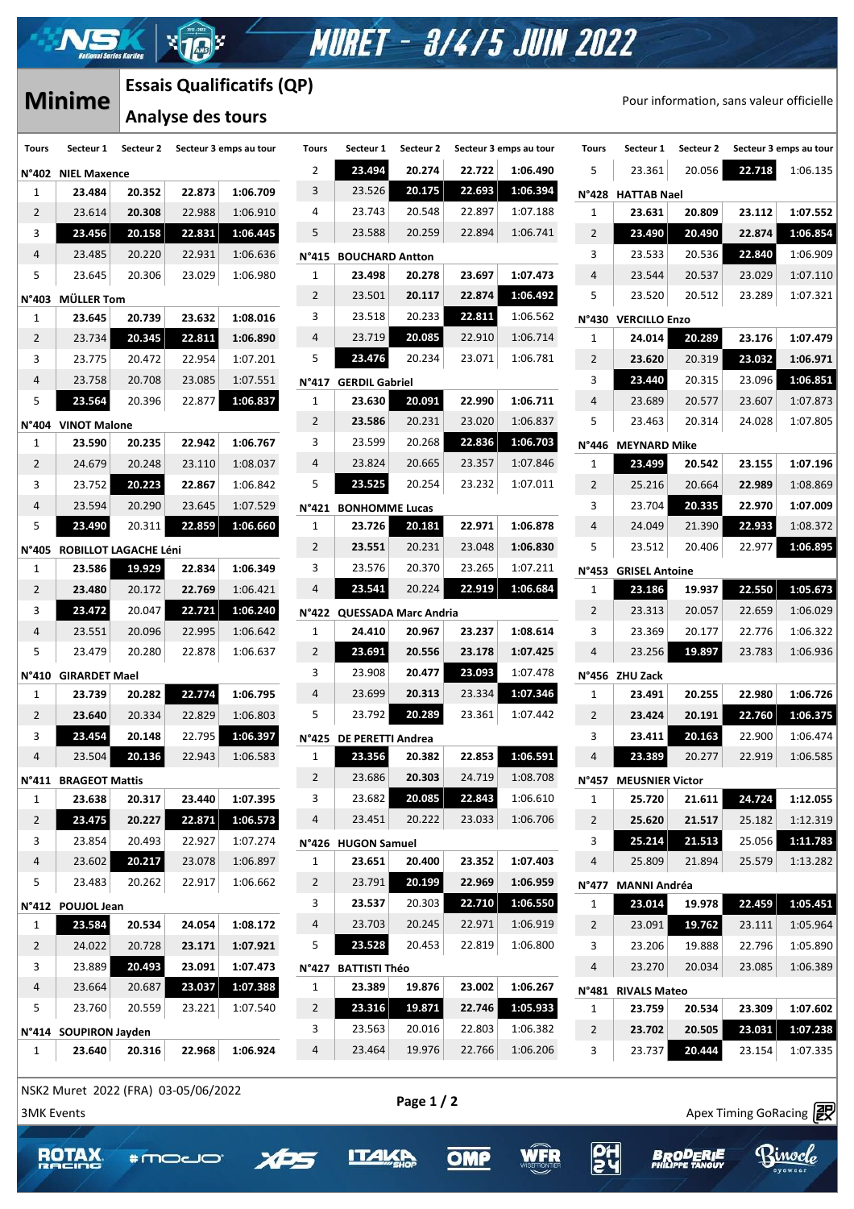# MURET - 3/4/5 JUIN 2022

## Minime

### Essais Qualificatifs (QP)

### Analyse des tours

Pour information, sans valeur officielle

| Tours | Secteur 1 | Secteur 2 | Secteur 3 | Temps au tour |
|---|---|---|---|---|
| **N°402 NIEL Maxence** | | | | |
| 1 | 23.484 | 20.352 | 22.873 | 1:06.709 |
| 2 | 23.614 | 20.308 | 22.988 | 1:06.910 |
| 3 | 23.456 | 20.158 | 22.831 | 1:06.445 |
| 4 | 23.485 | 20.220 | 22.931 | 1:06.636 |
| 5 | 23.645 | 20.306 | 23.029 | 1:06.980 |
| **N°403 MÜLLER Tom** | | | | |
| 1 | 23.645 | 20.739 | 23.632 | 1:08.016 |
| 2 | 23.734 | 20.345 | 22.811 | 1:06.890 |
| 3 | 23.775 | 20.472 | 22.954 | 1:07.201 |
| 4 | 23.758 | 20.708 | 23.085 | 1:07.551 |
| 5 | 23.564 | 20.396 | 22.877 | 1:06.837 |
| **N°404 VINOT Malone** | | | | |
| 1 | 23.590 | 20.235 | 22.942 | 1:06.767 |
| 2 | 24.679 | 20.248 | 23.110 | 1:08.037 |
| 3 | 23.752 | 20.223 | 22.867 | 1:06.842 |
| 4 | 23.594 | 20.290 | 23.645 | 1:07.529 |
| 5 | 23.490 | 20.311 | 22.859 | 1:06.660 |
| **N°405 ROBILLOT LAGACHE Léni** | | | | |
| 1 | 23.586 | 19.929 | 22.834 | 1:06.349 |
| 2 | 23.480 | 20.172 | 22.769 | 1:06.421 |
| 3 | 23.472 | 20.047 | 22.721 | 1:06.240 |
| 4 | 23.551 | 20.096 | 22.995 | 1:06.642 |
| 5 | 23.479 | 20.280 | 22.878 | 1:06.637 |
| **N°410 GIRARDET Mael** | | | | |
| 1 | 23.739 | 20.282 | 22.774 | 1:06.795 |
| 2 | 23.640 | 20.334 | 22.829 | 1:06.803 |
| 3 | 23.454 | 20.148 | 22.795 | 1:06.397 |
| 4 | 23.504 | 20.136 | 22.943 | 1:06.583 |
| **N°411 BRAGEOT Mattis** | | | | |
| 1 | 23.638 | 20.317 | 23.440 | 1:07.395 |
| 2 | 23.475 | 20.227 | 22.871 | 1:06.573 |
| 3 | 23.854 | 20.493 | 22.927 | 1:07.274 |
| 4 | 23.602 | 20.217 | 23.078 | 1:06.897 |
| 5 | 23.483 | 20.262 | 22.917 | 1:06.662 |
| **N°412 POUJOL Jean** | | | | |
| 1 | 23.584 | 20.534 | 24.054 | 1:08.172 |
| 2 | 24.022 | 20.728 | 23.171 | 1:07.921 |
| 3 | 23.889 | 20.493 | 23.091 | 1:07.473 |
| 4 | 23.664 | 20.687 | 23.037 | 1:07.388 |
| 5 | 23.760 | 20.559 | 23.221 | 1:07.540 |
| **N°414 SOUPIRON Jayden** | | | | |
| 1 | 23.640 | 20.316 | 22.968 | 1:06.924 |
| 2 | 23.494 | 20.274 | 22.722 | 1:06.490 |
| 3 | 23.526 | 20.175 | 22.693 | 1:06.394 |
| 4 | 23.743 | 20.548 | 22.897 | 1:07.188 |
| 5 | 23.588 | 20.259 | 22.894 | 1:06.741 |
| **N°415 BOUCHARD Antton** | | | | |
| 1 | 23.498 | 20.278 | 23.697 | 1:07.473 |
| 2 | 23.501 | 20.117 | 22.874 | 1:06.492 |
| 3 | 23.518 | 20.233 | 22.811 | 1:06.562 |
| 4 | 23.719 | 20.085 | 22.910 | 1:06.714 |
| 5 | 23.476 | 20.234 | 23.071 | 1:06.781 |
| **N°417 GERDIL Gabriel** | | | | |
| 1 | 23.630 | 20.091 | 22.990 | 1:06.711 |
| 2 | 23.586 | 20.231 | 23.020 | 1:06.837 |
| 3 | 23.599 | 20.268 | 22.836 | 1:06.703 |
| 4 | 23.824 | 20.665 | 23.357 | 1:07.846 |
| 5 | 23.525 | 20.254 | 23.232 | 1:07.011 |
| **N°421 BONHOMME Lucas** | | | | |
| 1 | 23.726 | 20.181 | 22.971 | 1:06.878 |
| 2 | 23.551 | 20.231 | 23.048 | 1:06.830 |
| 3 | 23.576 | 20.370 | 23.265 | 1:07.211 |
| 4 | 23.541 | 20.224 | 22.919 | 1:06.684 |
| **N°422 QUESSADA Marc Andria** | | | | |
| 1 | 24.410 | 20.967 | 23.237 | 1:08.614 |
| 2 | 23.691 | 20.556 | 23.178 | 1:07.425 |
| 3 | 23.908 | 20.477 | 23.093 | 1:07.478 |
| 4 | 23.699 | 20.313 | 23.334 | 1:07.346 |
| 5 | 23.792 | 20.289 | 23.361 | 1:07.442 |
| **N°425 DE PERETTI Andrea** | | | | |
| 1 | 23.356 | 20.382 | 22.853 | 1:06.591 |
| 2 | 23.686 | 20.303 | 24.719 | 1:08.708 |
| 3 | 23.682 | 20.085 | 22.843 | 1:06.610 |
| 4 | 23.451 | 20.222 | 23.033 | 1:06.706 |
| **N°426 HUGON Samuel** | | | | |
| 1 | 23.651 | 20.400 | 23.352 | 1:07.403 |
| 2 | 23.791 | 20.199 | 22.969 | 1:06.959 |
| 3 | 23.537 | 20.303 | 22.710 | 1:06.550 |
| 4 | 23.703 | 20.245 | 22.971 | 1:06.919 |
| 5 | 23.528 | 20.453 | 22.819 | 1:06.800 |
| **N°427 BATTISTI Théo** | | | | |
| 1 | 23.389 | 19.876 | 23.002 | 1:06.267 |
| 2 | 23.316 | 19.871 | 22.746 | 1:05.933 |
| 3 | 23.563 | 20.016 | 22.803 | 1:06.382 |
| 4 | 23.464 | 19.976 | 22.766 | 1:06.206 |
| 5 | 23.361 | 20.056 | 22.718 | 1:06.135 |
| **N°428 HATTAB Nael** | | | | |
| 1 | 23.631 | 20.809 | 23.112 | 1:07.552 |
| 2 | 23.490 | 20.490 | 22.874 | 1:06.854 |
| 3 | 23.533 | 20.536 | 22.840 | 1:06.909 |
| 4 | 23.544 | 20.537 | 23.029 | 1:07.110 |
| 5 | 23.520 | 20.512 | 23.289 | 1:07.321 |
| **N°430 VERCILLO Enzo** | | | | |
| 1 | 24.014 | 20.289 | 23.176 | 1:07.479 |
| 2 | 23.620 | 20.319 | 23.032 | 1:06.971 |
| 3 | 23.440 | 20.315 | 23.096 | 1:06.851 |
| 4 | 23.689 | 20.577 | 23.607 | 1:07.873 |
| 5 | 23.463 | 20.314 | 24.028 | 1:07.805 |
| **N°446 MEYNARD Mike** | | | | |
| 1 | 23.499 | 20.542 | 23.155 | 1:07.196 |
| 2 | 25.216 | 20.664 | 22.989 | 1:08.869 |
| 3 | 23.704 | 20.335 | 22.970 | 1:07.009 |
| 4 | 24.049 | 21.390 | 22.933 | 1:08.372 |
| 5 | 23.512 | 20.406 | 22.977 | 1:06.895 |
| **N°453 GRISEL Antoine** | | | | |
| 1 | 23.186 | 19.937 | 22.550 | 1:05.673 |
| 2 | 23.313 | 20.057 | 22.659 | 1:06.029 |
| 3 | 23.369 | 20.177 | 22.776 | 1:06.322 |
| 4 | 23.256 | 19.897 | 23.783 | 1:06.936 |
| **N°456 ZHU Zack** | | | | |
| 1 | 23.491 | 20.255 | 22.980 | 1:06.726 |
| 2 | 23.424 | 20.191 | 22.760 | 1:06.375 |
| 3 | 23.411 | 20.163 | 22.900 | 1:06.474 |
| 4 | 23.389 | 20.277 | 22.919 | 1:06.585 |
| **N°457 MEUSNIER Victor** | | | | |
| 1 | 25.720 | 21.611 | 24.724 | 1:12.055 |
| 2 | 25.620 | 21.517 | 25.182 | 1:12.319 |
| 3 | 25.214 | 21.513 | 25.056 | 1:11.783 |
| 4 | 25.809 | 21.894 | 25.579 | 1:13.282 |
| **N°477 MANNI Andréa** | | | | |
| 1 | 23.014 | 19.978 | 22.459 | 1:05.451 |
| 2 | 23.091 | 19.762 | 23.111 | 1:05.964 |
| 3 | 23.206 | 19.888 | 22.796 | 1:05.890 |
| 4 | 23.270 | 20.034 | 23.085 | 1:06.389 |
| **N°481 RIVALS Mateo** | | | | |
| 1 | 23.759 | 20.534 | 23.309 | 1:07.602 |
| 2 | 23.702 | 20.505 | 23.031 | 1:07.238 |
| 3 | 23.737 | 20.444 | 23.154 | 1:07.335 |

NSK2 Muret 2022 (FRA) 03-05/06/2022

3MK Events

Apex Timing GoRacing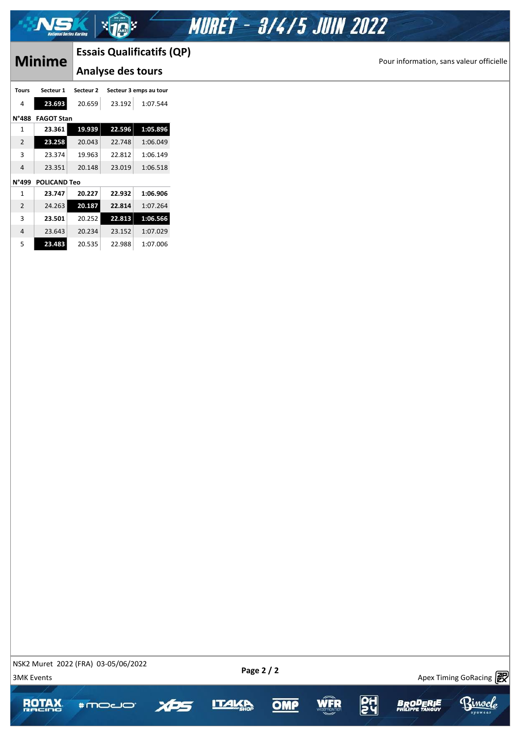# Minime

## Essais Qualificatifs (QP)

## Analyse des tours

Pour information, sans valeur officielle

| Tours | Secteur 1 | Secteur 2 | Secteur 3 | Temps au tour |
|---|---|---|---|---|
| 4 | 23.693 | 20.659 | 23.192 | 1:07.544 |
| **N°488 FAGOT Stan** | | | | |
| 1 | 23.361 | 19.939 | 22.596 | 1:05.896 |
| 2 | 23.258 | 20.043 | 22.748 | 1:06.049 |
| 3 | 23.374 | 19.963 | 22.812 | 1:06.149 |
| 4 | 23.351 | 20.148 | 23.019 | 1:06.518 |
| **N°499 POLICAND Teo** | | | | |
| 1 | 23.747 | 20.227 | 22.932 | 1:06.906 |
| 2 | 24.263 | 20.187 | 22.814 | 1:07.264 |
| 3 | 23.501 | 20.252 | 22.813 | 1:06.566 |
| 4 | 23.643 | 20.234 | 23.152 | 1:07.029 |
| 5 | 23.483 | 20.535 | 22.988 | 1:07.006 |

NSK2 Muret 2022 (FRA) 03-05/06/2022

3MK Events

Apex Timing GoRacing